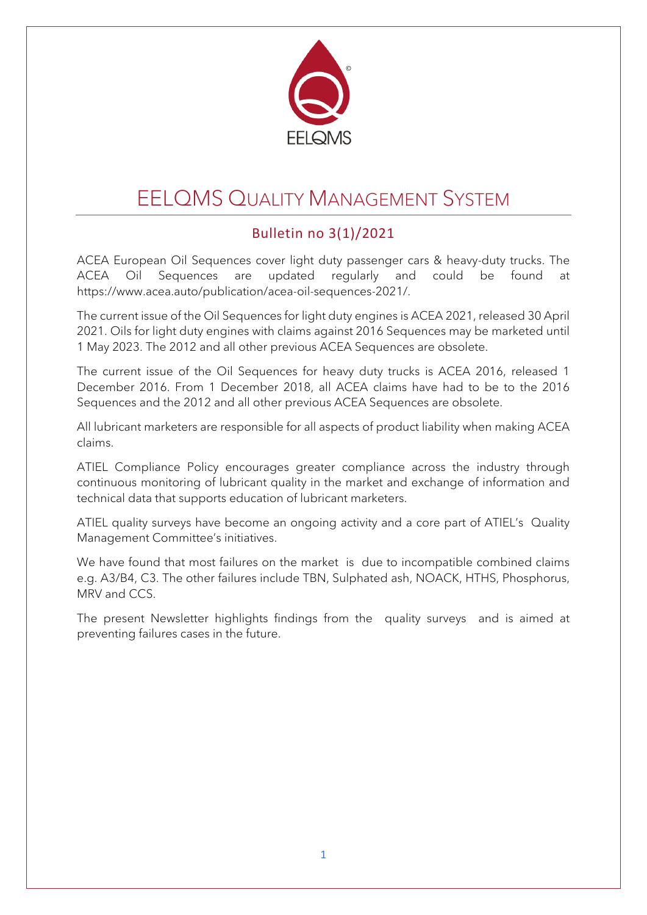# EELQMS Quality Management System

## Bulletin no 3(1)/2021

ACEA European Oil Sequences cover light duty passenger cars & heavy-duty trucks. The ACEA Oil Sequences are updated regularly and could be found at https://www.acea.auto/publication/acea-oil-sequences-2021/.

The current issue of the Oil Sequences for light duty engines is ACEA 2021, released 30 April 2021. Oils for light duty engines with claims against 2016 Sequences may be marketed until 1 May 2023. The 2012 and all other previous ACEA Sequences are obsolete.

The current issue of the Oil Sequences for heavy duty trucks is ACEA 2016, released 1 December 2016. From 1 December 2018, all ACEA claims have had to be to the 2016 Sequences and the 2012 and all other previous ACEA Sequences are obsolete.

All lubricant marketers are responsible for all aspects of product liability when making ACEA claims.

ATIEL Compliance Policy encourages greater compliance across the industry through continuous monitoring of lubricant quality in the market and exchange of information and technical data that supports education of lubricant marketers.

ATIEL quality surveys have become an ongoing activity and a core part of ATIEL's Quality Management Committee's initiatives.

We have found that most failures on the market is due to incompatible combined claims e.g. A3/B4, C3. The other failures include TBN, Sulphated ash, NOACK, HTHS, Phosphorus, MRV and CCS.

The present Newsletter highlights findings from the quality surveys and is aimed at preventing failures cases in the future.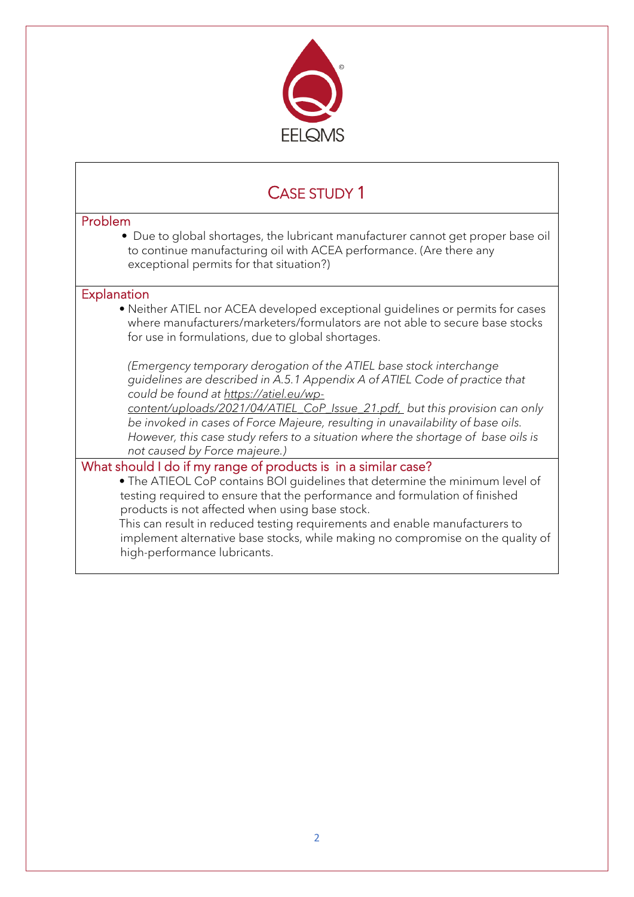EELQMS

# CASE STUDY 1

## Problem

- Due to global shortages, the lubricant manufacturer cannot get proper base oil to continue manufacturing oil with ACEA performance. (Are there any exceptional permits for that situation?)

## Explanation

- Neither ATIEL nor ACEA developed exceptional guidelines or permits for cases where manufacturers/marketers/formulators are not able to secure base stocks for use in formulations, due to global shortages.

  *(Emergency temporary derogation of the ATIEL base stock interchange guidelines are described in A.5.1 Appendix A of ATIEL Code of practice that could be found at [https://atiel.eu/wp-content/uploads/2021/04/ATIEL_CoP_Issue_21.pdf,](https://atiel.eu/wp-content/uploads/2021/04/ATIEL_CoP_Issue_21.pdf) but this provision can only be invoked in cases of Force Majeure, resulting in unavailability of base oils. However, this case study refers to a situation where the shortage of base oils is not caused by Force majeure.)*

## What should I do if my range of products is in a similar case?

- The ATIEOL CoP contains BOI guidelines that determine the minimum level of testing required to ensure that the performance and formulation of finished products is not affected when using base stock.

  This can result in reduced testing requirements and enable manufacturers to implement alternative base stocks, while making no compromise on the quality of high-performance lubricants.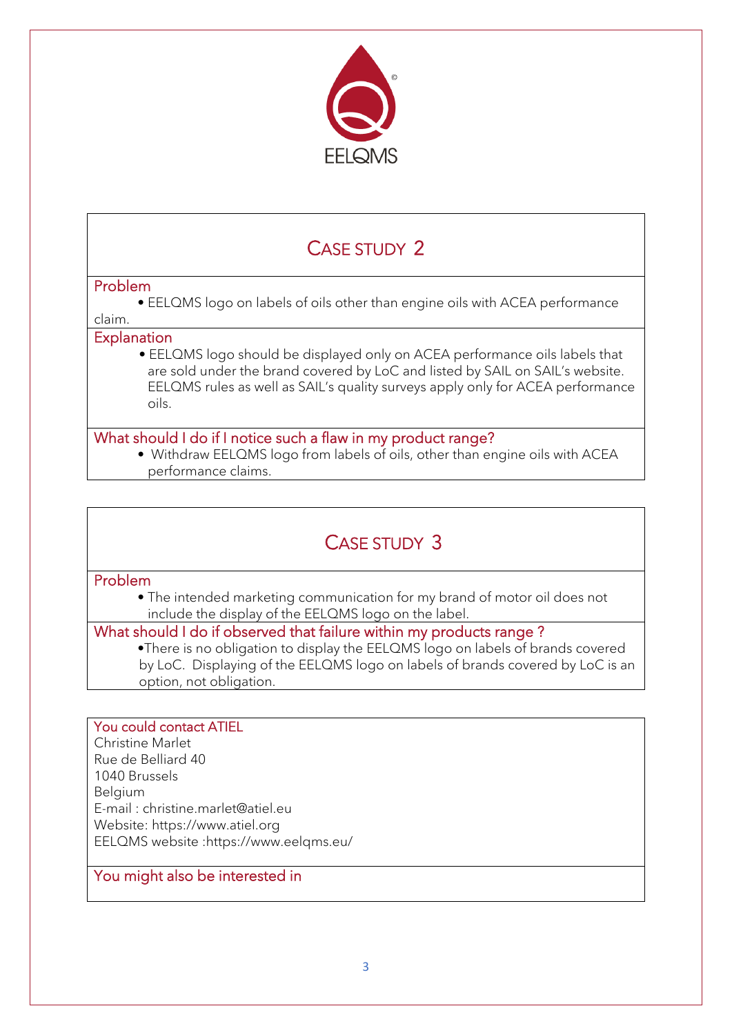EELQMS

## Case study 2

### Problem

- EELQMS logo on labels of oils other than engine oils with ACEA performance claim.

### Explanation

- EELQMS logo should be displayed only on ACEA performance oils labels that are sold under the brand covered by LoC and listed by SAIL on SAIL's website. EELQMS rules as well as SAIL's quality surveys apply only for ACEA performance oils.

### What should I do if I notice such a flaw in my product range?

- Withdraw EELQMS logo from labels of oils, other than engine oils with ACEA performance claims.

## Case study 3

### Problem

- The intended marketing communication for my brand of motor oil does not include the display of the EELQMS logo on the label.

### What should I do if observed that failure within my products range ?

- There is no obligation to display the EELQMS logo on labels of brands covered by LoC. Displaying of the EELQMS logo on labels of brands covered by LoC is an option, not obligation.

### You could contact ATIEL

Christine Marlet
Rue de Belliard 40
1040 Brussels
Belgium
E-mail : christine.marlet@atiel.eu
Website: https://www.atiel.org
EELQMS website :https://www.eelqms.eu/

### You might also be interested in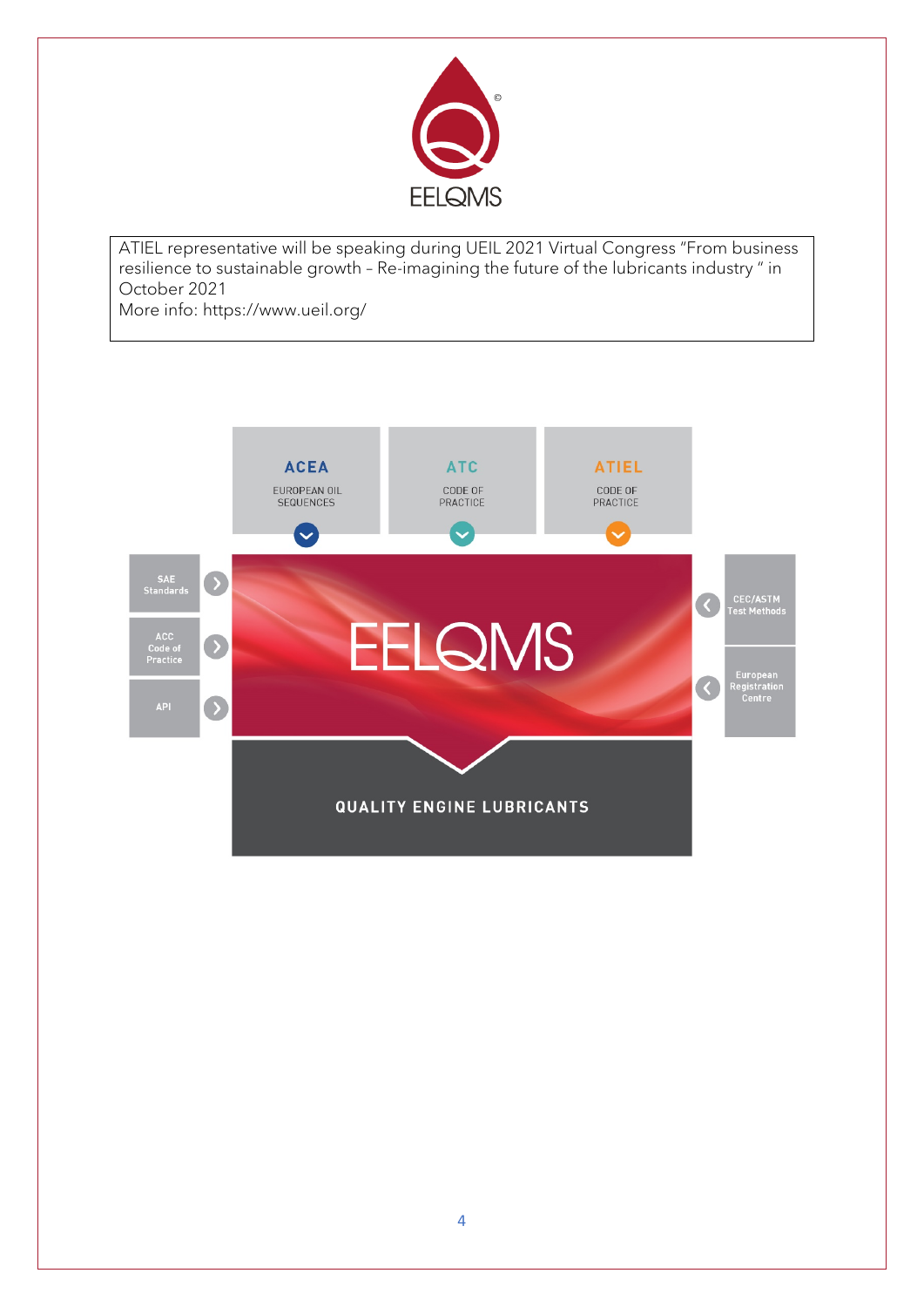ATIEL representative will be speaking during UEIL 2021 Virtual Congress "From business resilience to sustainable growth – Re-imagining the future of the lubricants industry " in October 2021
More info: https://www.ueil.org/

ACEA
EUROPEAN OIL SEQUENCES

ATC
CODE OF PRACTICE

ATIEL
CODE OF PRACTICE

SAE Standards

ACC Code of Practice

API

EELQMS

CEC/ASTM Test Methods

European Registration Centre

QUALITY ENGINE LUBRICANTS